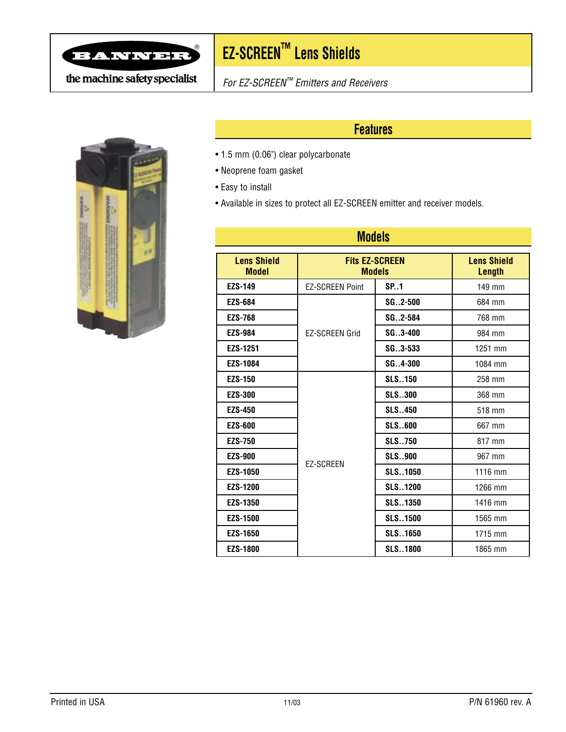# EZ-SCREEN™ Lens Shields

*For EZ-SCREEN™ Emitters and Receivers*

BANNER® the machine safety specialist

## Features

- 1.5 mm (0.06") clear polycarbonate
- Neoprene foam gasket
- Easy to install
- Available in sizes to protect all EZ-SCREEN emitter and receiver models.

## Models

| Lens Shield Model | Fits EZ-SCREEN Models | | Lens Shield Length |
|---|---|---|---|
| **EZS-149** | EZ-SCREEN Point | **SP..1** | 149 mm |
| **EZS-684** | EZ-SCREEN Grid | **SG..2-500** | 684 mm |
| **EZS-768** | | **SG..2-584** | 768 mm |
| **EZS-984** | | **SG..3-400** | 984 mm |
| **EZS-1251** | | **SG..3-533** | 1251 mm |
| **EZS-1084** | | **SG..4-300** | 1084 mm |
| **EZS-150** | EZ-SCREEN | **SLS..150** | 258 mm |
| **EZS-300** | | **SLS..300** | 368 mm |
| **EZS-450** | | **SLS..450** | 518 mm |
| **EZS-600** | | **SLS..600** | 667 mm |
| **EZS-750** | | **SLS..750** | 817 mm |
| **EZS-900** | | **SLS..900** | 967 mm |
| **EZS-1050** | | **SLS..1050** | 1116 mm |
| **EZS-1200** | | **SLS..1200** | 1266 mm |
| **EZS-1350** | | **SLS..1350** | 1416 mm |
| **EZS-1500** | | **SLS..1500** | 1565 mm |
| **EZS-1650** | | **SLS..1650** | 1715 mm |
| **EZS-1800** | | **SLS..1800** | 1865 mm |

Printed in USA 11/03 P/N 61960 rev. A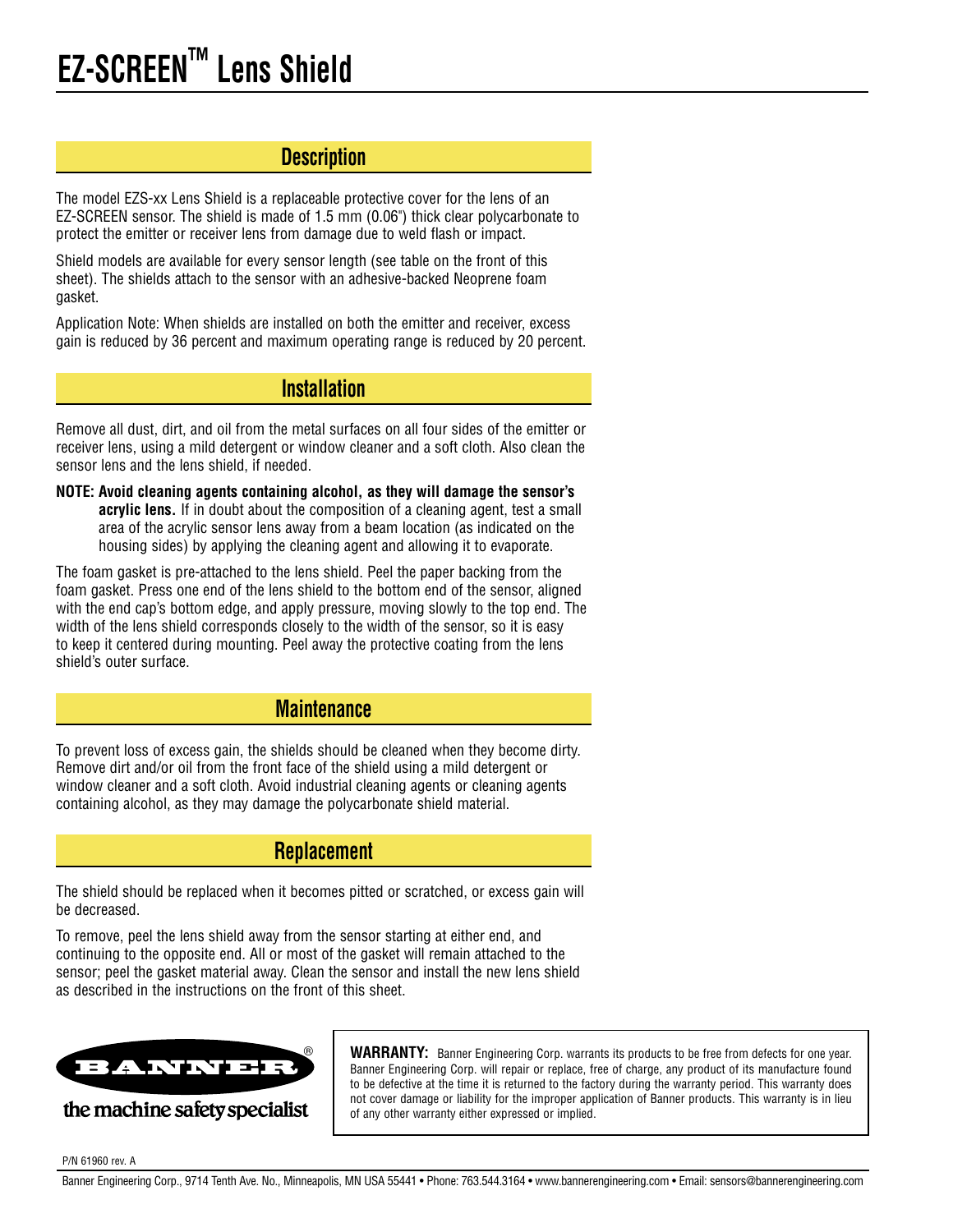# EZ-SCREEN™ Lens Shield

## Description

The model EZS-xx Lens Shield is a replaceable protective cover for the lens of an EZ-SCREEN sensor. The shield is made of 1.5 mm (0.06") thick clear polycarbonate to protect the emitter or receiver lens from damage due to weld flash or impact.

Shield models are available for every sensor length (see table on the front of this sheet). The shields attach to the sensor with an adhesive-backed Neoprene foam gasket.

Application Note: When shields are installed on both the emitter and receiver, excess gain is reduced by 36 percent and maximum operating range is reduced by 20 percent.

## Installation

Remove all dust, dirt, and oil from the metal surfaces on all four sides of the emitter or receiver lens, using a mild detergent or window cleaner and a soft cloth. Also clean the sensor lens and the lens shield, if needed.

**NOTE: Avoid cleaning agents containing alcohol, as they will damage the sensor's acrylic lens.** If in doubt about the composition of a cleaning agent, test a small area of the acrylic sensor lens away from a beam location (as indicated on the housing sides) by applying the cleaning agent and allowing it to evaporate.

The foam gasket is pre-attached to the lens shield. Peel the paper backing from the foam gasket. Press one end of the lens shield to the bottom end of the sensor, aligned with the end cap's bottom edge, and apply pressure, moving slowly to the top end. The width of the lens shield corresponds closely to the width of the sensor, so it is easy to keep it centered during mounting. Peel away the protective coating from the lens shield's outer surface.

## Maintenance

To prevent loss of excess gain, the shields should be cleaned when they become dirty. Remove dirt and/or oil from the front face of the shield using a mild detergent or window cleaner and a soft cloth. Avoid industrial cleaning agents or cleaning agents containing alcohol, as they may damage the polycarbonate shield material.

## Replacement

The shield should be replaced when it becomes pitted or scratched, or excess gain will be decreased.

To remove, peel the lens shield away from the sensor starting at either end, and continuing to the opposite end. All or most of the gasket will remain attached to the sensor; peel the gasket material away. Clean the sensor and install the new lens shield as described in the instructions on the front of this sheet.

BANNER®
the machine safety specialist

**WARRANTY:** Banner Engineering Corp. warrants its products to be free from defects for one year. Banner Engineering Corp. will repair or replace, free of charge, any product of its manufacture found to be defective at the time it is returned to the factory during the warranty period. This warranty does not cover damage or liability for the improper application of Banner products. This warranty is in lieu of any other warranty either expressed or implied.

P/N 61960 rev. A

Banner Engineering Corp., 9714 Tenth Ave. No., Minneapolis, MN USA 55441 • Phone: 763.544.3164 • www.bannerengineering.com • Email: sensors@bannerengineering.com